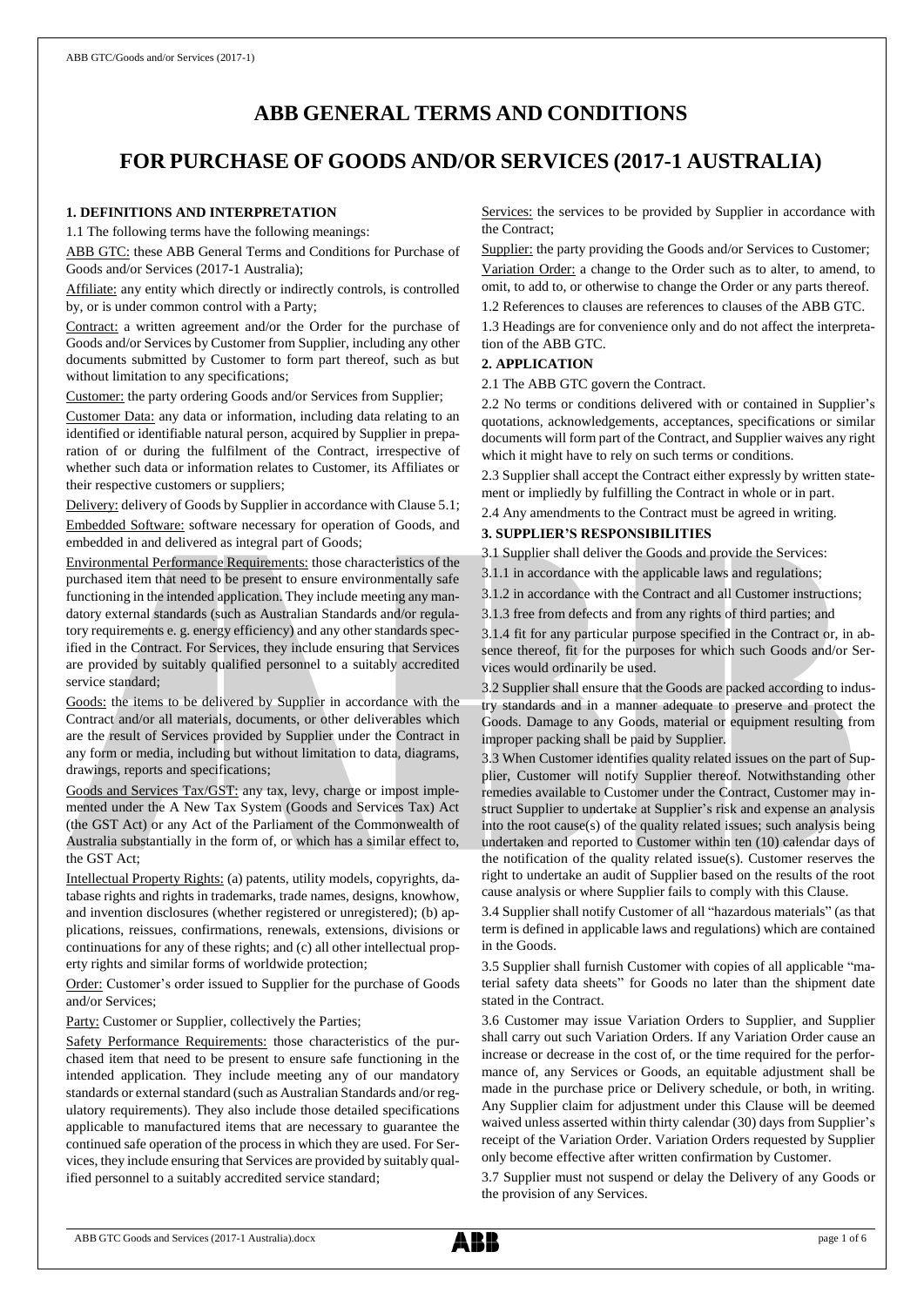# ABB GENERAL TERMS AND CONDITIONS

# FOR PURCHASE OF GOODS AND/OR SERVICES (2017-1 AUSTRALIA)

**1. DEFINITIONS AND INTERPRETATION**

1.1 The following terms have the following meanings:

ABB GTC: these ABB General Terms and Conditions for Purchase of Goods and/or Services (2017-1 Australia);

Affiliate: any entity which directly or indirectly controls, is controlled by, or is under common control with a Party;

Contract: a written agreement and/or the Order for the purchase of Goods and/or Services by Customer from Supplier, including any other documents submitted by Customer to form part thereof, such as but without limitation to any specifications;

Customer: the party ordering Goods and/or Services from Supplier;

Customer Data: any data or information, including data relating to an identified or identifiable natural person, acquired by Supplier in preparation of or during the fulfilment of the Contract, irrespective of whether such data or information relates to Customer, its Affiliates or their respective customers or suppliers;

Delivery: delivery of Goods by Supplier in accordance with Clause 5.1;

Embedded Software: software necessary for operation of Goods, and embedded in and delivered as integral part of Goods;

Environmental Performance Requirements: those characteristics of the purchased item that need to be present to ensure environmentally safe functioning in the intended application. They include meeting any mandatory external standards (such as Australian Standards and/or regulatory requirements e. g. energy efficiency) and any other standards specified in the Contract. For Services, they include ensuring that Services are provided by suitably qualified personnel to a suitably accredited service standard;

Goods: the items to be delivered by Supplier in accordance with the Contract and/or all materials, documents, or other deliverables which are the result of Services provided by Supplier under the Contract in any form or media, including but without limitation to data, diagrams, drawings, reports and specifications;

Goods and Services Tax/GST: any tax, levy, charge or impost implemented under the A New Tax System (Goods and Services Tax) Act (the GST Act) or any Act of the Parliament of the Commonwealth of Australia substantially in the form of, or which has a similar effect to, the GST Act;

Intellectual Property Rights: (a) patents, utility models, copyrights, database rights and rights in trademarks, trade names, designs, knowhow, and invention disclosures (whether registered or unregistered); (b) applications, reissues, confirmations, renewals, extensions, divisions or continuations for any of these rights; and (c) all other intellectual property rights and similar forms of worldwide protection;

Order: Customer's order issued to Supplier for the purchase of Goods and/or Services;

Party: Customer or Supplier, collectively the Parties;

Safety Performance Requirements: those characteristics of the purchased item that need to be present to ensure safe functioning in the intended application. They include meeting any of our mandatory standards or external standard (such as Australian Standards and/or regulatory requirements). They also include those detailed specifications applicable to manufactured items that are necessary to guarantee the continued safe operation of the process in which they are used. For Services, they include ensuring that Services are provided by suitably qualified personnel to a suitably accredited service standard;

Services: the services to be provided by Supplier in accordance with the Contract;

Supplier: the party providing the Goods and/or Services to Customer;

Variation Order: a change to the Order such as to alter, to amend, to omit, to add to, or otherwise to change the Order or any parts thereof.

1.2 References to clauses are references to clauses of the ABB GTC.

1.3 Headings are for convenience only and do not affect the interpretation of the ABB GTC.

**2. APPLICATION**

2.1 The ABB GTC govern the Contract.

2.2 No terms or conditions delivered with or contained in Supplier's quotations, acknowledgements, acceptances, specifications or similar documents will form part of the Contract, and Supplier waives any right which it might have to rely on such terms or conditions.

2.3 Supplier shall accept the Contract either expressly by written statement or impliedly by fulfilling the Contract in whole or in part.

2.4 Any amendments to the Contract must be agreed in writing.

**3. SUPPLIER'S RESPONSIBILITIES**

3.1 Supplier shall deliver the Goods and provide the Services:

3.1.1 in accordance with the applicable laws and regulations;

3.1.2 in accordance with the Contract and all Customer instructions;

3.1.3 free from defects and from any rights of third parties; and

3.1.4 fit for any particular purpose specified in the Contract or, in absence thereof, fit for the purposes for which such Goods and/or Services would ordinarily be used.

3.2 Supplier shall ensure that the Goods are packed according to industry standards and in a manner adequate to preserve and protect the Goods. Damage to any Goods, material or equipment resulting from improper packing shall be paid by Supplier.

3.3 When Customer identifies quality related issues on the part of Supplier, Customer will notify Supplier thereof. Notwithstanding other remedies available to Customer under the Contract, Customer may instruct Supplier to undertake at Supplier's risk and expense an analysis into the root cause(s) of the quality related issues; such analysis being undertaken and reported to Customer within ten (10) calendar days of the notification of the quality related issue(s). Customer reserves the right to undertake an audit of Supplier based on the results of the root cause analysis or where Supplier fails to comply with this Clause.

3.4 Supplier shall notify Customer of all "hazardous materials" (as that term is defined in applicable laws and regulations) which are contained in the Goods.

3.5 Supplier shall furnish Customer with copies of all applicable "material safety data sheets" for Goods no later than the shipment date stated in the Contract.

3.6 Customer may issue Variation Orders to Supplier, and Supplier shall carry out such Variation Orders. If any Variation Order cause an increase or decrease in the cost of, or the time required for the performance of, any Services or Goods, an equitable adjustment shall be made in the purchase price or Delivery schedule, or both, in writing. Any Supplier claim for adjustment under this Clause will be deemed waived unless asserted within thirty calendar (30) days from Supplier's receipt of the Variation Order. Variation Orders requested by Supplier only become effective after written confirmation by Customer.

3.7 Supplier must not suspend or delay the Delivery of any Goods or the provision of any Services.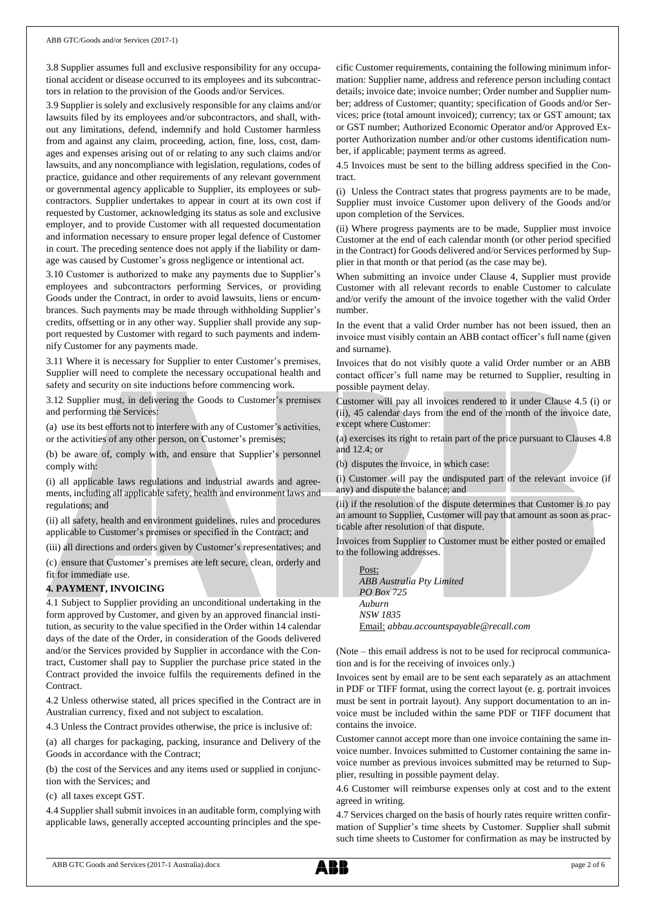3.8 Supplier assumes full and exclusive responsibility for any occupational accident or disease occurred to its employees and its subcontractors in relation to the provision of the Goods and/or Services.

3.9 Supplier is solely and exclusively responsible for any claims and/or lawsuits filed by its employees and/or subcontractors, and shall, without any limitations, defend, indemnify and hold Customer harmless from and against any claim, proceeding, action, fine, loss, cost, damages and expenses arising out of or relating to any such claims and/or lawsuits, and any noncompliance with legislation, regulations, codes of practice, guidance and other requirements of any relevant government or governmental agency applicable to Supplier, its employees or subcontractors. Supplier undertakes to appear in court at its own cost if requested by Customer, acknowledging its status as sole and exclusive employer, and to provide Customer with all requested documentation and information necessary to ensure proper legal defence of Customer in court. The preceding sentence does not apply if the liability or damage was caused by Customer's gross negligence or intentional act.

3.10 Customer is authorized to make any payments due to Supplier's employees and subcontractors performing Services, or providing Goods under the Contract, in order to avoid lawsuits, liens or encumbrances. Such payments may be made through withholding Supplier's credits, offsetting or in any other way. Supplier shall provide any support requested by Customer with regard to such payments and indemnify Customer for any payments made.

3.11 Where it is necessary for Supplier to enter Customer's premises, Supplier will need to complete the necessary occupational health and safety and security on site inductions before commencing work.

3.12 Supplier must, in delivering the Goods to Customer's premises and performing the Services:

(a) use its best efforts not to interfere with any of Customer's activities, or the activities of any other person, on Customer's premises;

(b) be aware of, comply with, and ensure that Supplier's personnel comply with:

(i) all applicable laws regulations and industrial awards and agreements, including all applicable safety, health and environment laws and regulations; and

(ii) all safety, health and environment guidelines, rules and procedures applicable to Customer's premises or specified in the Contract; and

(iii) all directions and orders given by Customer's representatives; and

(c) ensure that Customer's premises are left secure, clean, orderly and fit for immediate use.

## 4. PAYMENT, INVOICING

4.1 Subject to Supplier providing an unconditional undertaking in the form approved by Customer, and given by an approved financial institution, as security to the value specified in the Order within 14 calendar days of the date of the Order, in consideration of the Goods delivered and/or the Services provided by Supplier in accordance with the Contract, Customer shall pay to Supplier the purchase price stated in the Contract provided the invoice fulfils the requirements defined in the Contract.

4.2 Unless otherwise stated, all prices specified in the Contract are in Australian currency, fixed and not subject to escalation.

4.3 Unless the Contract provides otherwise, the price is inclusive of:

(a) all charges for packaging, packing, insurance and Delivery of the Goods in accordance with the Contract;

(b) the cost of the Services and any items used or supplied in conjunction with the Services; and

(c) all taxes except GST.

4.4 Supplier shall submit invoices in an auditable form, complying with applicable laws, generally accepted accounting principles and the specific Customer requirements, containing the following minimum information: Supplier name, address and reference person including contact details; invoice date; invoice number; Order number and Supplier number; address of Customer; quantity; specification of Goods and/or Services; price (total amount invoiced); currency; tax or GST amount; tax or GST number; Authorized Economic Operator and/or Approved Exporter Authorization number and/or other customs identification number, if applicable; payment terms as agreed.

4.5 Invoices must be sent to the billing address specified in the Contract.

(i) Unless the Contract states that progress payments are to be made, Supplier must invoice Customer upon delivery of the Goods and/or upon completion of the Services.

(ii) Where progress payments are to be made, Supplier must invoice Customer at the end of each calendar month (or other period specified in the Contract) for Goods delivered and/or Services performed by Supplier in that month or that period (as the case may be).

When submitting an invoice under Clause 4, Supplier must provide Customer with all relevant records to enable Customer to calculate and/or verify the amount of the invoice together with the valid Order number.

In the event that a valid Order number has not been issued, then an invoice must visibly contain an ABB contact officer's full name (given and surname).

Invoices that do not visibly quote a valid Order number or an ABB contact officer's full name may be returned to Supplier, resulting in possible payment delay.

Customer will pay all invoices rendered to it under Clause 4.5 (i) or (ii), 45 calendar days from the end of the month of the invoice date, except where Customer:

(a) exercises its right to retain part of the price pursuant to Clauses 4.8 and 12.4; or

(b) disputes the invoice, in which case:

(i) Customer will pay the undisputed part of the relevant invoice (if any) and dispute the balance; and

(ii) if the resolution of the dispute determines that Customer is to pay an amount to Supplier, Customer will pay that amount as soon as practicable after resolution of that dispute.

Invoices from Supplier to Customer must be either posted or emailed to the following addresses.

Post:
*ABB Australia Pty Limited*
*PO Box 725*
*Auburn*
*NSW 1835*
Email: *abbau.accountspayable@recall.com*

(Note – this email address is not to be used for reciprocal communication and is for the receiving of invoices only.)

Invoices sent by email are to be sent each separately as an attachment in PDF or TIFF format, using the correct layout (e. g. portrait invoices must be sent in portrait layout). Any support documentation to an invoice must be included within the same PDF or TIFF document that contains the invoice.

Customer cannot accept more than one invoice containing the same invoice number. Invoices submitted to Customer containing the same invoice number as previous invoices submitted may be returned to Supplier, resulting in possible payment delay.

4.6 Customer will reimburse expenses only at cost and to the extent agreed in writing.

4.7 Services charged on the basis of hourly rates require written confirmation of Supplier's time sheets by Customer. Supplier shall submit such time sheets to Customer for confirmation as may be instructed by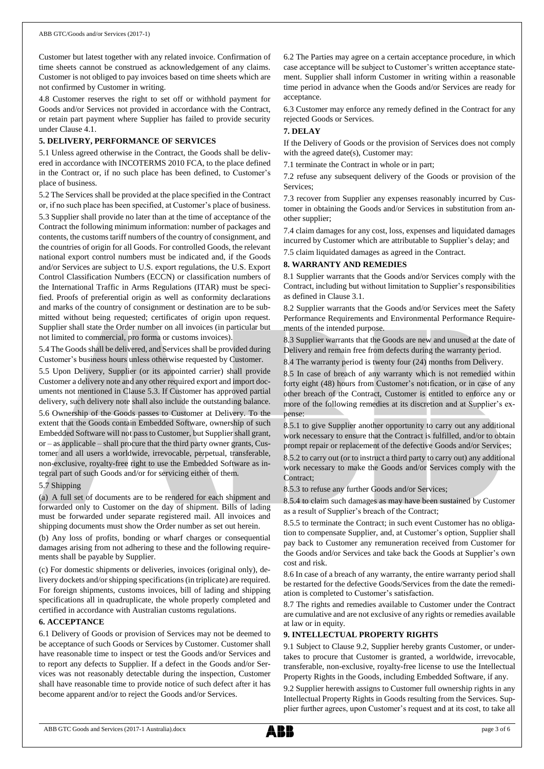Customer but latest together with any related invoice. Confirmation of time sheets cannot be construed as acknowledgement of any claims. Customer is not obliged to pay invoices based on time sheets which are not confirmed by Customer in writing.

4.8 Customer reserves the right to set off or withhold payment for Goods and/or Services not provided in accordance with the Contract, or retain part payment where Supplier has failed to provide security under Clause 4.1.

## 5. DELIVERY, PERFORMANCE OF SERVICES

5.1 Unless agreed otherwise in the Contract, the Goods shall be delivered in accordance with INCOTERMS 2010 FCA, to the place defined in the Contract or, if no such place has been defined, to Customer's place of business.

5.2 The Services shall be provided at the place specified in the Contract or, if no such place has been specified, at Customer's place of business.

5.3 Supplier shall provide no later than at the time of acceptance of the Contract the following minimum information: number of packages and contents, the customs tariff numbers of the country of consignment, and the countries of origin for all Goods. For controlled Goods, the relevant national export control numbers must be indicated and, if the Goods and/or Services are subject to U.S. export regulations, the U.S. Export Control Classification Numbers (ECCN) or classification numbers of the International Traffic in Arms Regulations (ITAR) must be specified. Proofs of preferential origin as well as conformity declarations and marks of the country of consignment or destination are to be submitted without being requested; certificates of origin upon request. Supplier shall state the Order number on all invoices (in particular but not limited to commercial, pro forma or customs invoices).

5.4 The Goods shall be delivered, and Services shall be provided during Customer's business hours unless otherwise requested by Customer.

5.5 Upon Delivery, Supplier (or its appointed carrier) shall provide Customer a delivery note and any other required export and import documents not mentioned in Clause 5.3. If Customer has approved partial delivery, such delivery note shall also include the outstanding balance.

5.6 Ownership of the Goods passes to Customer at Delivery. To the extent that the Goods contain Embedded Software, ownership of such Embedded Software will not pass to Customer, but Supplier shall grant, or – as applicable – shall procure that the third party owner grants, Customer and all users a worldwide, irrevocable, perpetual, transferable, non-exclusive, royalty-free right to use the Embedded Software as integral part of such Goods and/or for servicing either of them.

5.7 Shipping

(a) A full set of documents are to be rendered for each shipment and forwarded only to Customer on the day of shipment. Bills of lading must be forwarded under separate registered mail. All invoices and shipping documents must show the Order number as set out herein.

(b) Any loss of profits, bonding or wharf charges or consequential damages arising from not adhering to these and the following requirements shall be payable by Supplier.

(c) For domestic shipments or deliveries, invoices (original only), delivery dockets and/or shipping specifications (in triplicate) are required. For foreign shipments, customs invoices, bill of lading and shipping specifications all in quadruplicate, the whole properly completed and certified in accordance with Australian customs regulations.

## 6. ACCEPTANCE

6.1 Delivery of Goods or provision of Services may not be deemed to be acceptance of such Goods or Services by Customer. Customer shall have reasonable time to inspect or test the Goods and/or Services and to report any defects to Supplier. If a defect in the Goods and/or Services was not reasonably detectable during the inspection, Customer shall have reasonable time to provide notice of such defect after it has become apparent and/or to reject the Goods and/or Services.

6.2 The Parties may agree on a certain acceptance procedure, in which case acceptance will be subject to Customer's written acceptance statement. Supplier shall inform Customer in writing within a reasonable time period in advance when the Goods and/or Services are ready for acceptance.

6.3 Customer may enforce any remedy defined in the Contract for any rejected Goods or Services.

## 7. DELAY

If the Delivery of Goods or the provision of Services does not comply with the agreed date(s), Customer may:

7.1 terminate the Contract in whole or in part;

7.2 refuse any subsequent delivery of the Goods or provision of the Services;

7.3 recover from Supplier any expenses reasonably incurred by Customer in obtaining the Goods and/or Services in substitution from another supplier;

7.4 claim damages for any cost, loss, expenses and liquidated damages incurred by Customer which are attributable to Supplier's delay; and

7.5 claim liquidated damages as agreed in the Contract.

## 8. WARRANTY AND REMEDIES

8.1 Supplier warrants that the Goods and/or Services comply with the Contract, including but without limitation to Supplier's responsibilities as defined in Clause 3.1.

8.2 Supplier warrants that the Goods and/or Services meet the Safety Performance Requirements and Environmental Performance Requirements of the intended purpose.

8.3 Supplier warrants that the Goods are new and unused at the date of Delivery and remain free from defects during the warranty period.

8.4 The warranty period is twenty four (24) months from Delivery.

8.5 In case of breach of any warranty which is not remedied within forty eight (48) hours from Customer's notification, or in case of any other breach of the Contract, Customer is entitled to enforce any or more of the following remedies at its discretion and at Supplier's expense:

8.5.1 to give Supplier another opportunity to carry out any additional work necessary to ensure that the Contract is fulfilled, and/or to obtain prompt repair or replacement of the defective Goods and/or Services;

8.5.2 to carry out (or to instruct a third party to carry out) any additional work necessary to make the Goods and/or Services comply with the Contract;

8.5.3 to refuse any further Goods and/or Services;

8.5.4 to claim such damages as may have been sustained by Customer as a result of Supplier's breach of the Contract;

8.5.5 to terminate the Contract; in such event Customer has no obligation to compensate Supplier, and, at Customer's option, Supplier shall pay back to Customer any remuneration received from Customer for the Goods and/or Services and take back the Goods at Supplier's own cost and risk.

8.6 In case of a breach of any warranty, the entire warranty period shall be restarted for the defective Goods/Services from the date the remediation is completed to Customer's satisfaction.

8.7 The rights and remedies available to Customer under the Contract are cumulative and are not exclusive of any rights or remedies available at law or in equity.

## 9. INTELLECTUAL PROPERTY RIGHTS

9.1 Subject to Clause 9.2, Supplier hereby grants Customer, or undertakes to procure that Customer is granted, a worldwide, irrevocable, transferable, non-exclusive, royalty-free license to use the Intellectual Property Rights in the Goods, including Embedded Software, if any.

9.2 Supplier herewith assigns to Customer full ownership rights in any Intellectual Property Rights in Goods resulting from the Services. Supplier further agrees, upon Customer's request and at its cost, to take all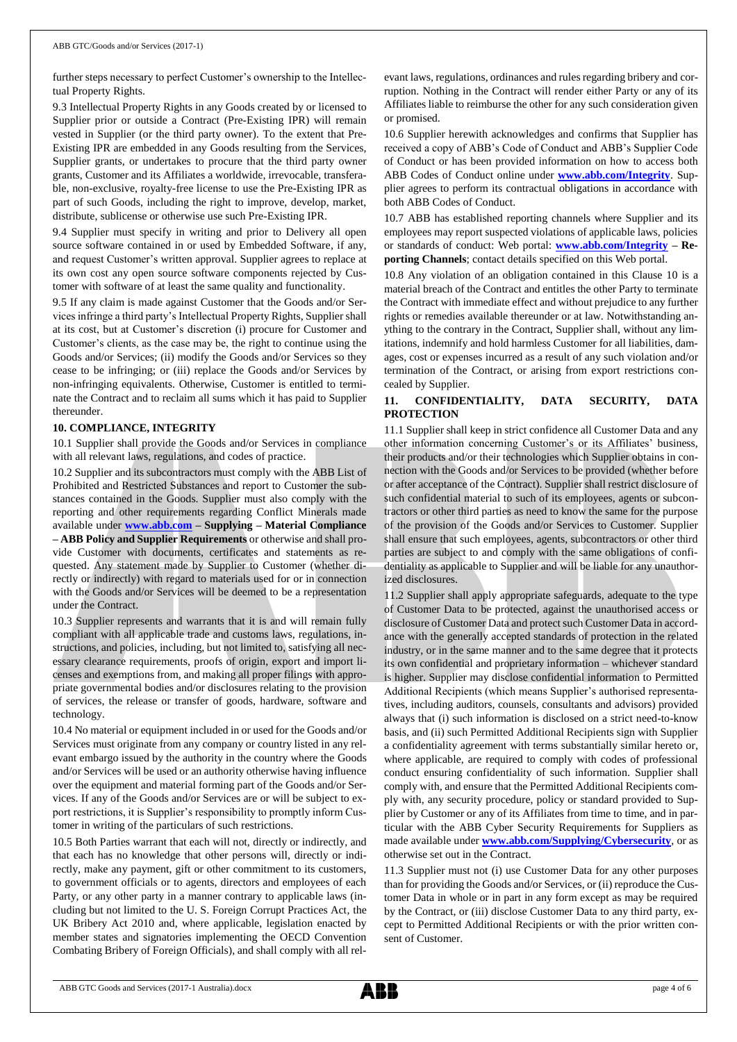further steps necessary to perfect Customer's ownership to the Intellectual Property Rights.

9.3 Intellectual Property Rights in any Goods created by or licensed to Supplier prior or outside a Contract (Pre-Existing IPR) will remain vested in Supplier (or the third party owner). To the extent that Pre-Existing IPR are embedded in any Goods resulting from the Services, Supplier grants, or undertakes to procure that the third party owner grants, Customer and its Affiliates a worldwide, irrevocable, transferable, non-exclusive, royalty-free license to use the Pre-Existing IPR as part of such Goods, including the right to improve, develop, market, distribute, sublicense or otherwise use such Pre-Existing IPR.

9.4 Supplier must specify in writing and prior to Delivery all open source software contained in or used by Embedded Software, if any, and request Customer's written approval. Supplier agrees to replace at its own cost any open source software components rejected by Customer with software of at least the same quality and functionality.

9.5 If any claim is made against Customer that the Goods and/or Services infringe a third party's Intellectual Property Rights, Supplier shall at its cost, but at Customer's discretion (i) procure for Customer and Customer's clients, as the case may be, the right to continue using the Goods and/or Services; (ii) modify the Goods and/or Services so they cease to be infringing; or (iii) replace the Goods and/or Services by non-infringing equivalents. Otherwise, Customer is entitled to terminate the Contract and to reclaim all sums which it has paid to Supplier thereunder.

**10. COMPLIANCE, INTEGRITY**

10.1 Supplier shall provide the Goods and/or Services in compliance with all relevant laws, regulations, and codes of practice.

10.2 Supplier and its subcontractors must comply with the ABB List of Prohibited and Restricted Substances and report to Customer the substances contained in the Goods. Supplier must also comply with the reporting and other requirements regarding Conflict Minerals made available under **www.abb.com – Supplying – Material Compliance – ABB Policy and Supplier Requirements** or otherwise and shall provide Customer with documents, certificates and statements as requested. Any statement made by Supplier to Customer (whether directly or indirectly) with regard to materials used for or in connection with the Goods and/or Services will be deemed to be a representation under the Contract.

10.3 Supplier represents and warrants that it is and will remain fully compliant with all applicable trade and customs laws, regulations, instructions, and policies, including, but not limited to, satisfying all necessary clearance requirements, proofs of origin, export and import licenses and exemptions from, and making all proper filings with appropriate governmental bodies and/or disclosures relating to the provision of services, the release or transfer of goods, hardware, software and technology.

10.4 No material or equipment included in or used for the Goods and/or Services must originate from any company or country listed in any relevant embargo issued by the authority in the country where the Goods and/or Services will be used or an authority otherwise having influence over the equipment and material forming part of the Goods and/or Services. If any of the Goods and/or Services are or will be subject to export restrictions, it is Supplier's responsibility to promptly inform Customer in writing of the particulars of such restrictions.

10.5 Both Parties warrant that each will not, directly or indirectly, and that each has no knowledge that other persons will, directly or indirectly, make any payment, gift or other commitment to its customers, to government officials or to agents, directors and employees of each Party, or any other party in a manner contrary to applicable laws (including but not limited to the U. S. Foreign Corrupt Practices Act, the UK Bribery Act 2010 and, where applicable, legislation enacted by member states and signatories implementing the OECD Convention Combating Bribery of Foreign Officials), and shall comply with all relevant laws, regulations, ordinances and rules regarding bribery and corruption. Nothing in the Contract will render either Party or any of its Affiliates liable to reimburse the other for any such consideration given or promised.

10.6 Supplier herewith acknowledges and confirms that Supplier has received a copy of ABB's Code of Conduct and ABB's Supplier Code of Conduct or has been provided information on how to access both ABB Codes of Conduct online under **www.abb.com/Integrity**. Supplier agrees to perform its contractual obligations in accordance with both ABB Codes of Conduct.

10.7 ABB has established reporting channels where Supplier and its employees may report suspected violations of applicable laws, policies or standards of conduct: Web portal: **www.abb.com/Integrity – Reporting Channels**; contact details specified on this Web portal.

10.8 Any violation of an obligation contained in this Clause 10 is a material breach of the Contract and entitles the other Party to terminate the Contract with immediate effect and without prejudice to any further rights or remedies available thereunder or at law. Notwithstanding anything to the contrary in the Contract, Supplier shall, without any limitations, indemnify and hold harmless Customer for all liabilities, damages, cost or expenses incurred as a result of any such violation and/or termination of the Contract, or arising from export restrictions concealed by Supplier.

**11. CONFIDENTIALITY, DATA SECURITY, DATA PROTECTION**

11.1 Supplier shall keep in strict confidence all Customer Data and any other information concerning Customer's or its Affiliates' business, their products and/or their technologies which Supplier obtains in connection with the Goods and/or Services to be provided (whether before or after acceptance of the Contract). Supplier shall restrict disclosure of such confidential material to such of its employees, agents or subcontractors or other third parties as need to know the same for the purpose of the provision of the Goods and/or Services to Customer. Supplier shall ensure that such employees, agents, subcontractors or other third parties are subject to and comply with the same obligations of confidentiality as applicable to Supplier and will be liable for any unauthorized disclosures.

11.2 Supplier shall apply appropriate safeguards, adequate to the type of Customer Data to be protected, against the unauthorised access or disclosure of Customer Data and protect such Customer Data in accordance with the generally accepted standards of protection in the related industry, or in the same manner and to the same degree that it protects its own confidential and proprietary information – whichever standard is higher. Supplier may disclose confidential information to Permitted Additional Recipients (which means Supplier's authorised representatives, including auditors, counsels, consultants and advisors) provided always that (i) such information is disclosed on a strict need-to-know basis, and (ii) such Permitted Additional Recipients sign with Supplier a confidentiality agreement with terms substantially similar hereto or, where applicable, are required to comply with codes of professional conduct ensuring confidentiality of such information. Supplier shall comply with, and ensure that the Permitted Additional Recipients comply with, any security procedure, policy or standard provided to Supplier by Customer or any of its Affiliates from time to time, and in particular with the ABB Cyber Security Requirements for Suppliers as made available under **www.abb.com/Supplying/Cybersecurity**, or as otherwise set out in the Contract.

11.3 Supplier must not (i) use Customer Data for any other purposes than for providing the Goods and/or Services, or (ii) reproduce the Customer Data in whole or in part in any form except as may be required by the Contract, or (iii) disclose Customer Data to any third party, except to Permitted Additional Recipients or with the prior written consent of Customer.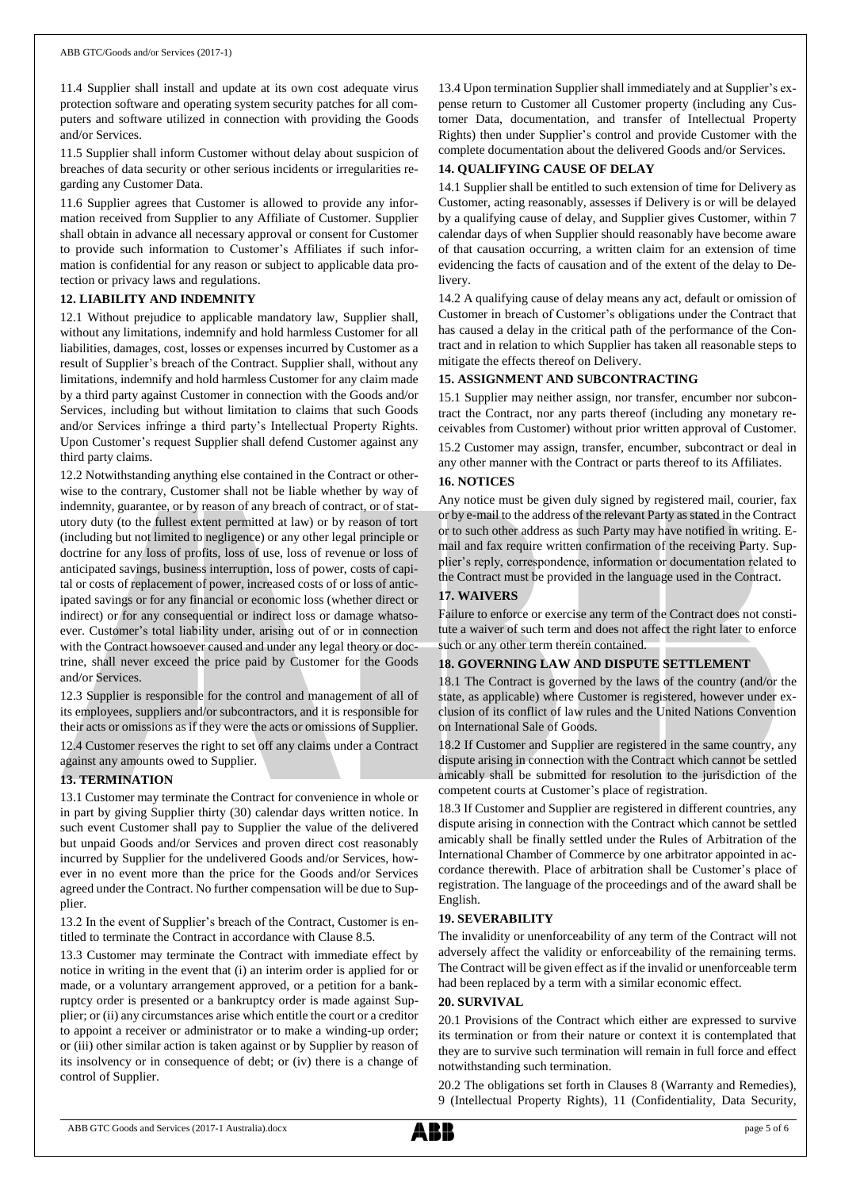11.4 Supplier shall install and update at its own cost adequate virus protection software and operating system security patches for all computers and software utilized in connection with providing the Goods and/or Services.

11.5 Supplier shall inform Customer without delay about suspicion of breaches of data security or other serious incidents or irregularities regarding any Customer Data.

11.6 Supplier agrees that Customer is allowed to provide any information received from Supplier to any Affiliate of Customer. Supplier shall obtain in advance all necessary approval or consent for Customer to provide such information to Customer's Affiliates if such information is confidential for any reason or subject to applicable data protection or privacy laws and regulations.

## 12. LIABILITY AND INDEMNITY

12.1 Without prejudice to applicable mandatory law, Supplier shall, without any limitations, indemnify and hold harmless Customer for all liabilities, damages, cost, losses or expenses incurred by Customer as a result of Supplier's breach of the Contract. Supplier shall, without any limitations, indemnify and hold harmless Customer for any claim made by a third party against Customer in connection with the Goods and/or Services, including but without limitation to claims that such Goods and/or Services infringe a third party's Intellectual Property Rights. Upon Customer's request Supplier shall defend Customer against any third party claims.

12.2 Notwithstanding anything else contained in the Contract or otherwise to the contrary, Customer shall not be liable whether by way of indemnity, guarantee, or by reason of any breach of contract, or of statutory duty (to the fullest extent permitted at law) or by reason of tort (including but not limited to negligence) or any other legal principle or doctrine for any loss of profits, loss of use, loss of revenue or loss of anticipated savings, business interruption, loss of power, costs of capital or costs of replacement of power, increased costs of or loss of anticipated savings or for any financial or economic loss (whether direct or indirect) or for any consequential or indirect loss or damage whatsoever. Customer's total liability under, arising out of or in connection with the Contract howsoever caused and under any legal theory or doctrine, shall never exceed the price paid by Customer for the Goods and/or Services.

12.3 Supplier is responsible for the control and management of all of its employees, suppliers and/or subcontractors, and it is responsible for their acts or omissions as if they were the acts or omissions of Supplier.

12.4 Customer reserves the right to set off any claims under a Contract against any amounts owed to Supplier.

## 13. TERMINATION

13.1 Customer may terminate the Contract for convenience in whole or in part by giving Supplier thirty (30) calendar days written notice. In such event Customer shall pay to Supplier the value of the delivered but unpaid Goods and/or Services and proven direct cost reasonably incurred by Supplier for the undelivered Goods and/or Services, however in no event more than the price for the Goods and/or Services agreed under the Contract. No further compensation will be due to Supplier.

13.2 In the event of Supplier's breach of the Contract, Customer is entitled to terminate the Contract in accordance with Clause 8.5.

13.3 Customer may terminate the Contract with immediate effect by notice in writing in the event that (i) an interim order is applied for or made, or a voluntary arrangement approved, or a petition for a bankruptcy order is presented or a bankruptcy order is made against Supplier; or (ii) any circumstances arise which entitle the court or a creditor to appoint a receiver or administrator or to make a winding-up order; or (iii) other similar action is taken against or by Supplier by reason of its insolvency or in consequence of debt; or (iv) there is a change of control of Supplier.

13.4 Upon termination Supplier shall immediately and at Supplier's expense return to Customer all Customer property (including any Customer Data, documentation, and transfer of Intellectual Property Rights) then under Supplier's control and provide Customer with the complete documentation about the delivered Goods and/or Services.

## 14. QUALIFYING CAUSE OF DELAY

14.1 Supplier shall be entitled to such extension of time for Delivery as Customer, acting reasonably, assesses if Delivery is or will be delayed by a qualifying cause of delay, and Supplier gives Customer, within 7 calendar days of when Supplier should reasonably have become aware of that causation occurring, a written claim for an extension of time evidencing the facts of causation and of the extent of the delay to Delivery.

14.2 A qualifying cause of delay means any act, default or omission of Customer in breach of Customer's obligations under the Contract that has caused a delay in the critical path of the performance of the Contract and in relation to which Supplier has taken all reasonable steps to mitigate the effects thereof on Delivery.

## 15. ASSIGNMENT AND SUBCONTRACTING

15.1 Supplier may neither assign, nor transfer, encumber nor subcontract the Contract, nor any parts thereof (including any monetary receivables from Customer) without prior written approval of Customer.

15.2 Customer may assign, transfer, encumber, subcontract or deal in any other manner with the Contract or parts thereof to its Affiliates.

## 16. NOTICES

Any notice must be given duly signed by registered mail, courier, fax or by e-mail to the address of the relevant Party as stated in the Contract or to such other address as such Party may have notified in writing. E-mail and fax require written confirmation of the receiving Party. Supplier's reply, correspondence, information or documentation related to the Contract must be provided in the language used in the Contract.

## 17. WAIVERS

Failure to enforce or exercise any term of the Contract does not constitute a waiver of such term and does not affect the right later to enforce such or any other term therein contained.

## 18. GOVERNING LAW AND DISPUTE SETTLEMENT

18.1 The Contract is governed by the laws of the country (and/or the state, as applicable) where Customer is registered, however under exclusion of its conflict of law rules and the United Nations Convention on International Sale of Goods.

18.2 If Customer and Supplier are registered in the same country, any dispute arising in connection with the Contract which cannot be settled amicably shall be submitted for resolution to the jurisdiction of the competent courts at Customer's place of registration.

18.3 If Customer and Supplier are registered in different countries, any dispute arising in connection with the Contract which cannot be settled amicably shall be finally settled under the Rules of Arbitration of the International Chamber of Commerce by one arbitrator appointed in accordance therewith. Place of arbitration shall be Customer's place of registration. The language of the proceedings and of the award shall be English.

## 19. SEVERABILITY

The invalidity or unenforceability of any term of the Contract will not adversely affect the validity or enforceability of the remaining terms. The Contract will be given effect as if the invalid or unenforceable term had been replaced by a term with a similar economic effect.

## 20. SURVIVAL

20.1 Provisions of the Contract which either are expressed to survive its termination or from their nature or context it is contemplated that they are to survive such termination will remain in full force and effect notwithstanding such termination.

20.2 The obligations set forth in Clauses 8 (Warranty and Remedies), 9 (Intellectual Property Rights), 11 (Confidentiality, Data Security,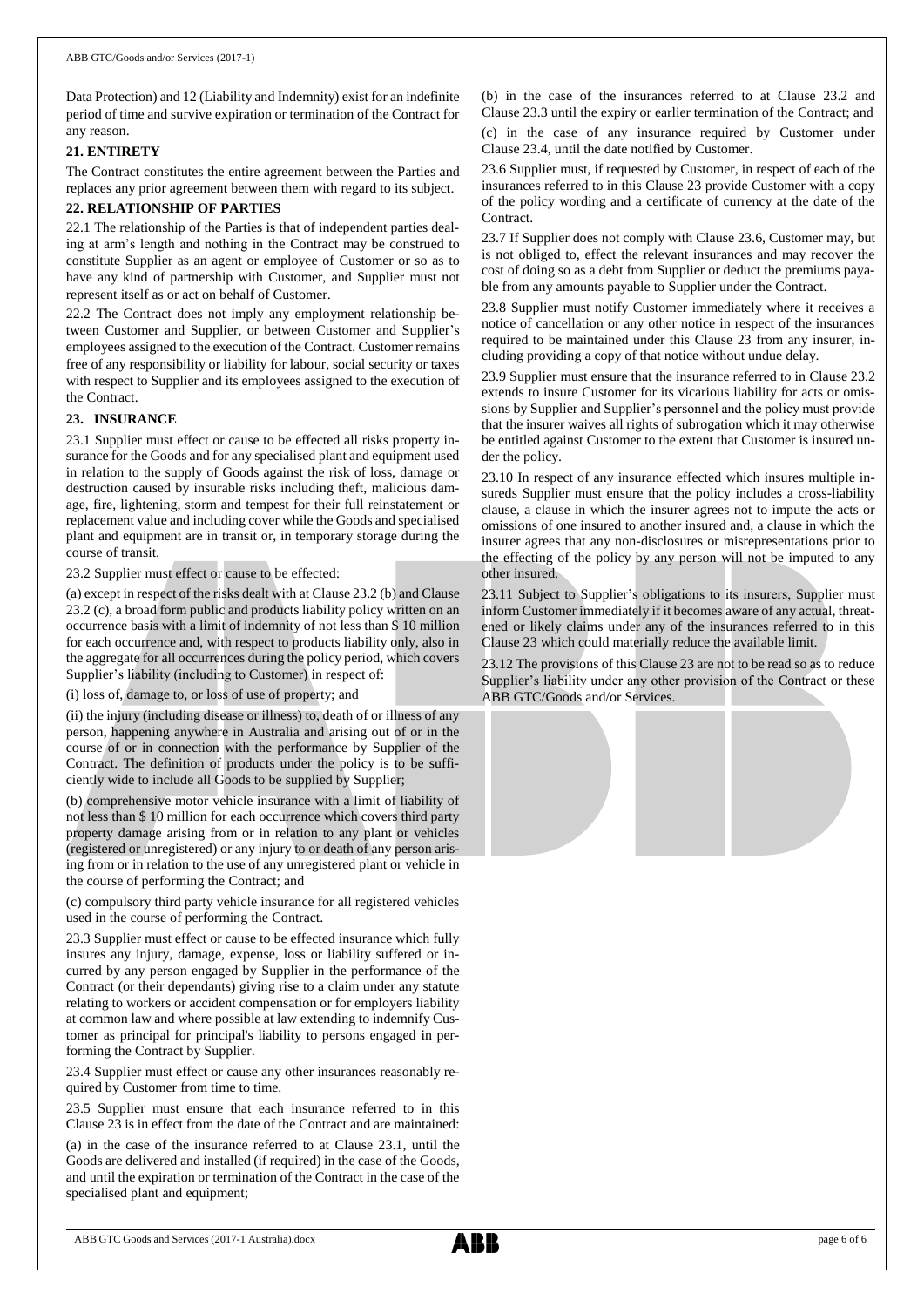Data Protection) and 12 (Liability and Indemnity) exist for an indefinite period of time and survive expiration or termination of the Contract for any reason.

## 21. ENTIRETY

The Contract constitutes the entire agreement between the Parties and replaces any prior agreement between them with regard to its subject.

## 22. RELATIONSHIP OF PARTIES

22.1 The relationship of the Parties is that of independent parties dealing at arm's length and nothing in the Contract may be construed to constitute Supplier as an agent or employee of Customer or so as to have any kind of partnership with Customer, and Supplier must not represent itself as or act on behalf of Customer.

22.2 The Contract does not imply any employment relationship between Customer and Supplier, or between Customer and Supplier's employees assigned to the execution of the Contract. Customer remains free of any responsibility or liability for labour, social security or taxes with respect to Supplier and its employees assigned to the execution of the Contract.

## 23. INSURANCE

23.1 Supplier must effect or cause to be effected all risks property insurance for the Goods and for any specialised plant and equipment used in relation to the supply of Goods against the risk of loss, damage or destruction caused by insurable risks including theft, malicious damage, fire, lightening, storm and tempest for their full reinstatement or replacement value and including cover while the Goods and specialised plant and equipment are in transit or, in temporary storage during the course of transit.

23.2 Supplier must effect or cause to be effected:

(a) except in respect of the risks dealt with at Clause 23.2 (b) and Clause 23.2 (c), a broad form public and products liability policy written on an occurrence basis with a limit of indemnity of not less than $ 10 million for each occurrence and, with respect to products liability only, also in the aggregate for all occurrences during the policy period, which covers Supplier's liability (including to Customer) in respect of:

(i) loss of, damage to, or loss of use of property; and

(ii) the injury (including disease or illness) to, death of or illness of any person, happening anywhere in Australia and arising out of or in the course of or in connection with the performance by Supplier of the Contract. The definition of products under the policy is to be sufficiently wide to include all Goods to be supplied by Supplier;

(b) comprehensive motor vehicle insurance with a limit of liability of not less than $ 10 million for each occurrence which covers third party property damage arising from or in relation to any plant or vehicles (registered or unregistered) or any injury to or death of any person arising from or in relation to the use of any unregistered plant or vehicle in the course of performing the Contract; and

(c) compulsory third party vehicle insurance for all registered vehicles used in the course of performing the Contract.

23.3 Supplier must effect or cause to be effected insurance which fully insures any injury, damage, expense, loss or liability suffered or incurred by any person engaged by Supplier in the performance of the Contract (or their dependants) giving rise to a claim under any statute relating to workers or accident compensation or for employers liability at common law and where possible at law extending to indemnify Customer as principal for principal's liability to persons engaged in performing the Contract by Supplier.

23.4 Supplier must effect or cause any other insurances reasonably required by Customer from time to time.

23.5 Supplier must ensure that each insurance referred to in this Clause 23 is in effect from the date of the Contract and are maintained:

(a) in the case of the insurance referred to at Clause 23.1, until the Goods are delivered and installed (if required) in the case of the Goods, and until the expiration or termination of the Contract in the case of the specialised plant and equipment;

(b) in the case of the insurances referred to at Clause 23.2 and Clause 23.3 until the expiry or earlier termination of the Contract; and

(c) in the case of any insurance required by Customer under Clause 23.4, until the date notified by Customer.

23.6 Supplier must, if requested by Customer, in respect of each of the insurances referred to in this Clause 23 provide Customer with a copy of the policy wording and a certificate of currency at the date of the Contract.

23.7 If Supplier does not comply with Clause 23.6, Customer may, but is not obliged to, effect the relevant insurances and may recover the cost of doing so as a debt from Supplier or deduct the premiums payable from any amounts payable to Supplier under the Contract.

23.8 Supplier must notify Customer immediately where it receives a notice of cancellation or any other notice in respect of the insurances required to be maintained under this Clause 23 from any insurer, including providing a copy of that notice without undue delay.

23.9 Supplier must ensure that the insurance referred to in Clause 23.2 extends to insure Customer for its vicarious liability for acts or omissions by Supplier and Supplier's personnel and the policy must provide that the insurer waives all rights of subrogation which it may otherwise be entitled against Customer to the extent that Customer is insured under the policy.

23.10 In respect of any insurance effected which insures multiple insureds Supplier must ensure that the policy includes a cross-liability clause, a clause in which the insurer agrees not to impute the acts or omissions of one insured to another insured and, a clause in which the insurer agrees that any non-disclosures or misrepresentations prior to the effecting of the policy by any person will not be imputed to any other insured.

23.11 Subject to Supplier's obligations to its insurers, Supplier must inform Customer immediately if it becomes aware of any actual, threatened or likely claims under any of the insurances referred to in this Clause 23 which could materially reduce the available limit.

23.12 The provisions of this Clause 23 are not to be read so as to reduce Supplier's liability under any other provision of the Contract or these ABB GTC/Goods and/or Services.